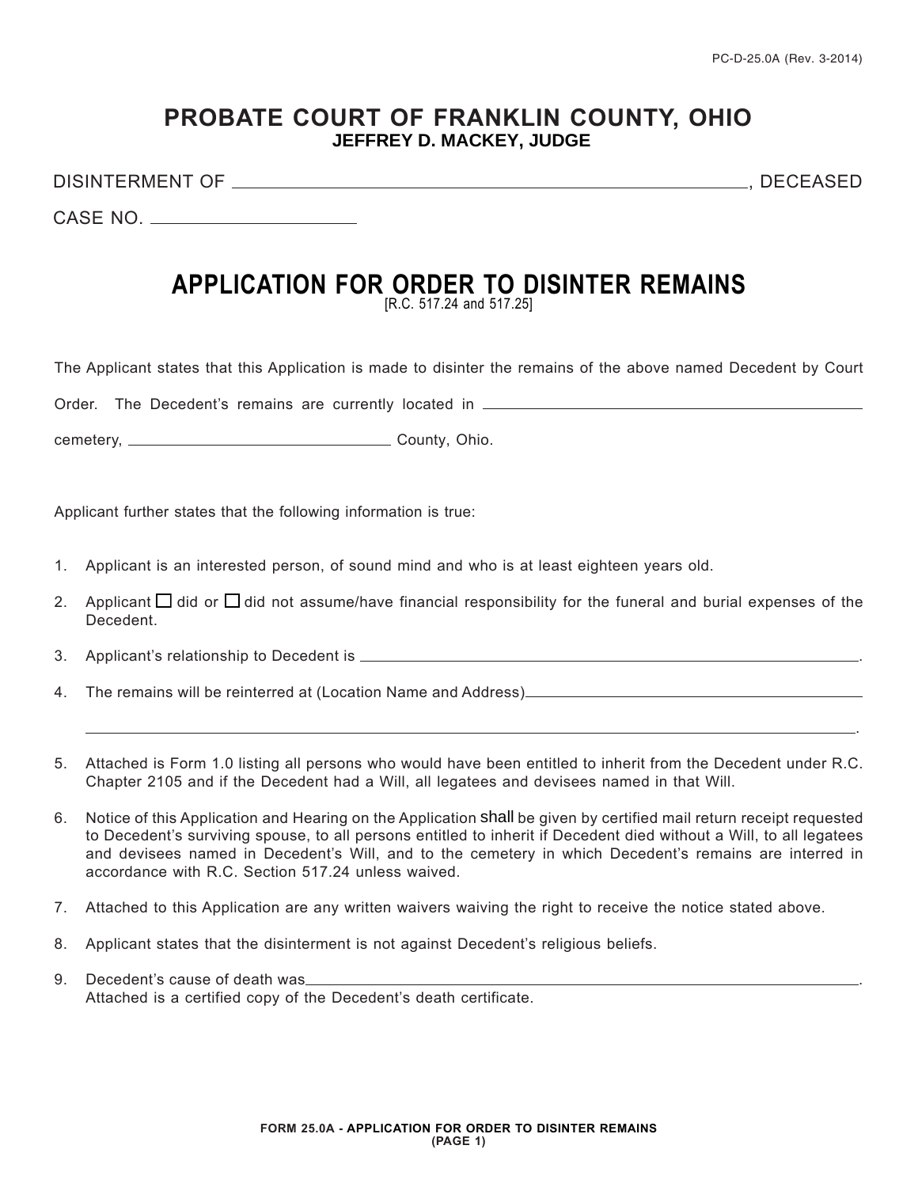PC-D-25.0A (Rev. 3-2014)

# PROBATE COURT OF FRANKLIN COUNTY, OHIO

**JEFFREY D. MACKEY, JUDGE**

DISINTERMENT OF \_\_\_\_\_\_\_\_\_\_\_\_\_\_\_\_\_\_\_\_\_\_\_\_\_\_\_\_\_\_\_\_\_\_\_\_\_\_\_\_\_\_\_\_\_\_\_\_, DECEASED

CASE NO. \_\_\_\_\_\_\_\_\_\_\_\_\_\_\_\_\_\_\_\_

## APPLICATION FOR ORDER TO DISINTER REMAINS

[R.C. 517.24 and 517.25]

The Applicant states that this Application is made to disinter the remains of the above named Decedent by Court Order. The Decedent's remains are currently located in \_\_\_\_\_\_\_\_\_\_\_\_\_\_\_\_\_\_\_\_\_\_\_\_\_\_\_\_\_\_\_\_\_\_\_\_\_\_\_\_ cemetery, \_\_\_\_\_\_\_\_\_\_\_\_\_\_\_\_\_\_\_\_\_\_\_\_\_\_\_\_\_\_ County, Ohio.

Applicant further states that the following information is true:

1. Applicant is an interested person, of sound mind and who is at least eighteen years old.
2. Applicant ☐ did or ☐ did not assume/have financial responsibility for the funeral and burial expenses of the Decedent.
3. Applicant's relationship to Decedent is \_\_\_\_\_\_\_\_\_\_\_\_\_\_\_\_\_\_\_\_\_\_\_\_\_\_\_\_\_\_\_\_\_\_\_\_\_\_\_\_\_\_\_\_\_\_\_\_\_\_\_\_\_\_\_\_.
4. The remains will be reinterred at (Location Name and Address)\_\_\_\_\_\_\_\_\_\_\_\_\_\_\_\_\_\_\_\_\_\_\_\_\_\_\_\_\_\_\_\_\_\_\_\_\_\_\_\_

   \_\_\_\_\_\_\_\_\_\_\_\_\_\_\_\_\_\_\_\_\_\_\_\_\_\_\_\_\_\_\_\_\_\_\_\_\_\_\_\_\_\_\_\_\_\_\_\_\_\_\_\_\_\_\_\_\_\_\_\_\_\_\_\_\_\_\_\_\_\_\_\_\_\_\_\_\_\_\_\_.
5. Attached is Form 1.0 listing all persons who would have been entitled to inherit from the Decedent under R.C. Chapter 2105 and if the Decedent had a Will, all legatees and devisees named in that Will.
6. Notice of this Application and Hearing on the Application shall be given by certified mail return receipt requested to Decedent's surviving spouse, to all persons entitled to inherit if Decedent died without a Will, to all legatees and devisees named in Decedent's Will, and to the cemetery in which Decedent's remains are interred in accordance with R.C. Section 517.24 unless waived.
7. Attached to this Application are any written waivers waiving the right to receive the notice stated above.
8. Applicant states that the disinterment is not against Decedent's religious beliefs.
9. Decedent's cause of death was\_\_\_\_\_\_\_\_\_\_\_\_\_\_\_\_\_\_\_\_\_\_\_\_\_\_\_\_\_\_\_\_\_\_\_\_\_\_\_\_\_\_\_\_\_\_\_\_\_\_\_\_\_\_\_\_\_\_\_\_.
   Attached is a certified copy of the Decedent's death certificate.

**FORM 25.0A - APPLICATION FOR ORDER TO DISINTER REMAINS**
**(PAGE 1)**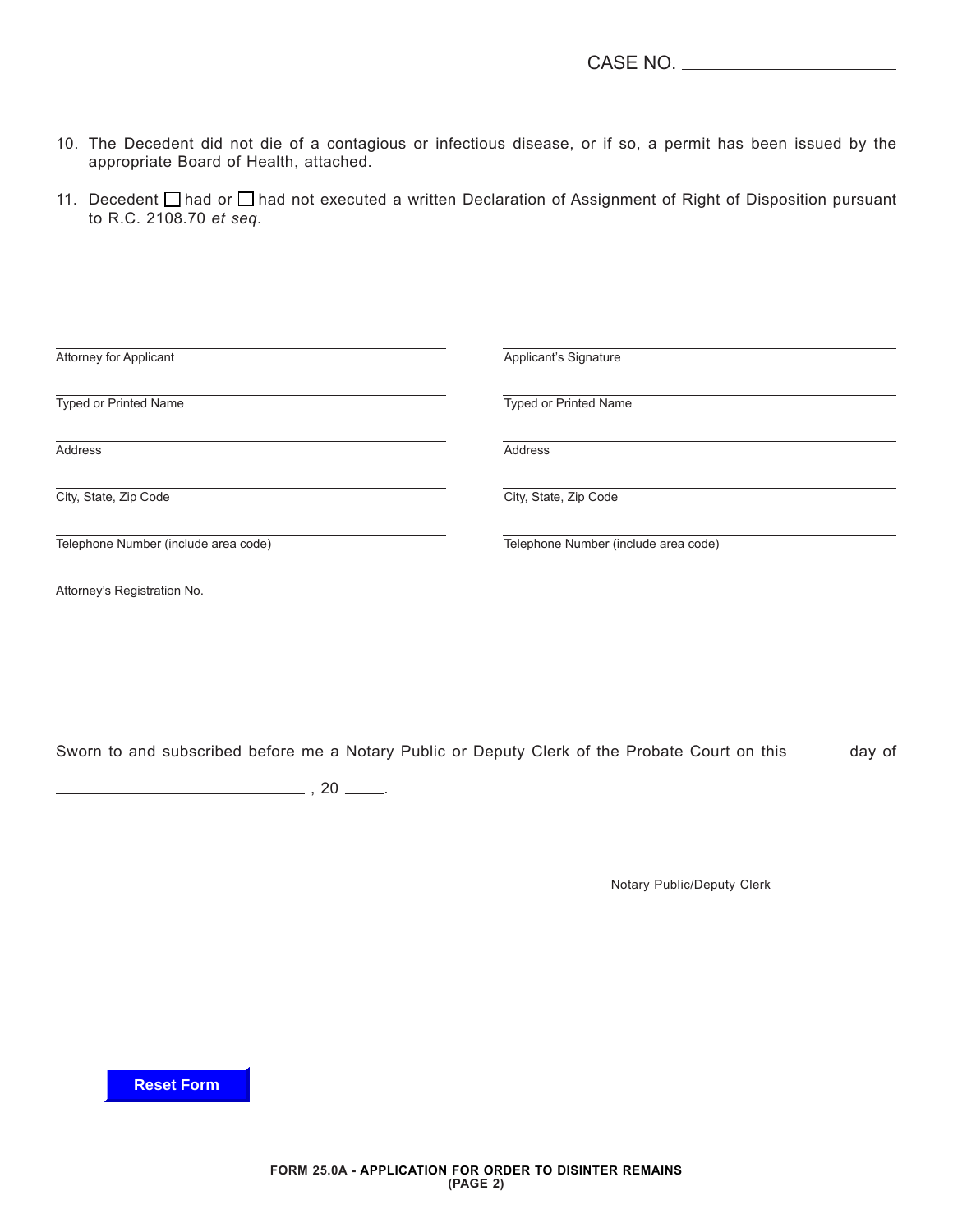CASE NO. ____________________

10. The Decedent did not die of a contagious or infectious disease, or if so, a permit has been issued by the appropriate Board of Health, attached.

11. Decedent ☐ had or ☐ had not executed a written Declaration of Assignment of Right of Disposition pursuant to R.C. 2108.70 *et seq.*

| | |
|---|---|
| Attorney for Applicant | Applicant's Signature |
| Typed or Printed Name | Typed or Printed Name |
| Address | Address |
| City, State, Zip Code | City, State, Zip Code |
| Telephone Number (include area code) | Telephone Number (include area code) |
| Attorney's Registration No. | |

Sworn to and subscribed before me a Notary Public or Deputy Clerk of the Probate Court on this ______ day of ____________________, 20 _____.

____________________
Notary Public/Deputy Clerk

Reset Form

**FORM 25.0A - APPLICATION FOR ORDER TO DISINTER REMAINS**
**(PAGE 2)**